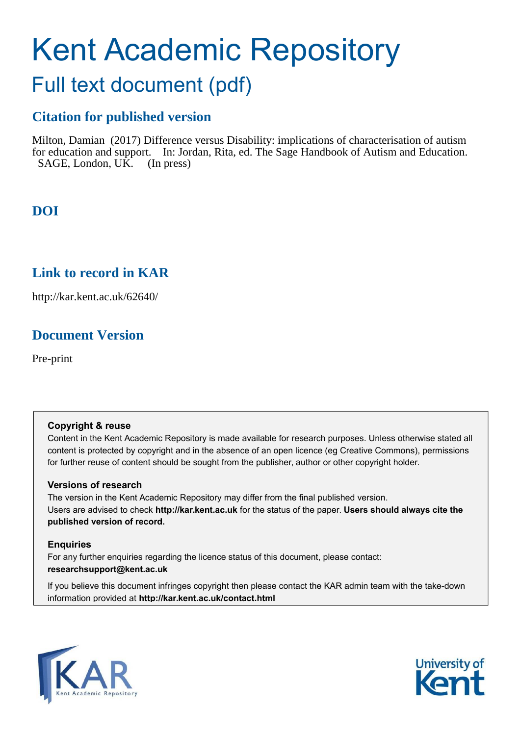# Kent Academic Repository

## Full text document (pdf)

### Citation for published version

Milton, Damian (2017) Difference versus Disability: implications of characterisation of autism for education and support. In: Jordan, Rita, ed. The Sage Handbook of Autism and Education. SAGE, London, UK. (In press)

### DOI

### Link to record in KAR

http://kar.kent.ac.uk/62640/

### Document Version

Pre-print

**Copyright & reuse**

Content in the Kent Academic Repository is made available for research purposes. Unless otherwise stated all content is protected by copyright and in the absence of an open licence (eg Creative Commons), permissions for further reuse of content should be sought from the publisher, author or other copyright holder.

**Versions of research**

The version in the Kent Academic Repository may differ from the final published version. Users are advised to check **http://kar.kent.ac.uk** for the status of the paper. **Users should always cite the published version of record.**

**Enquiries**

For any further enquiries regarding the licence status of this document, please contact: **researchsupport@kent.ac.uk**

If you believe this document infringes copyright then please contact the KAR admin team with the take-down information provided at **http://kar.kent.ac.uk/contact.html**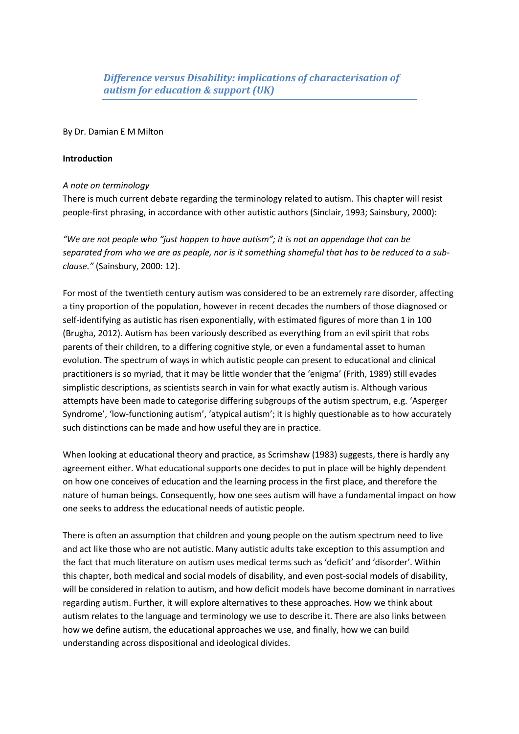# *Difference versus Disability: implications of characterisation of autism for education & support (UK)*

By Dr. Damian E M Milton

**Introduction**

*A note on terminology*

There is much current debate regarding the terminology related to autism. This chapter will resist people-first phrasing, in accordance with other autistic authors (Sinclair, 1993; Sainsbury, 2000):

*"We are not people who "just happen to have autism"; it is not an appendage that can be separated from who we are as people, nor is it something shameful that has to be reduced to a sub-clause."* (Sainsbury, 2000: 12).

For most of the twentieth century autism was considered to be an extremely rare disorder, affecting a tiny proportion of the population, however in recent decades the numbers of those diagnosed or self-identifying as autistic has risen exponentially, with estimated figures of more than 1 in 100 (Brugha, 2012). Autism has been variously described as everything from an evil spirit that robs parents of their children, to a differing cognitive style, or even a fundamental asset to human evolution. The spectrum of ways in which autistic people can present to educational and clinical practitioners is so myriad, that it may be little wonder that the 'enigma' (Frith, 1989) still evades simplistic descriptions, as scientists search in vain for what exactly autism is. Although various attempts have been made to categorise differing subgroups of the autism spectrum, e.g. 'Asperger Syndrome', 'low-functioning autism', 'atypical autism'; it is highly questionable as to how accurately such distinctions can be made and how useful they are in practice.

When looking at educational theory and practice, as Scrimshaw (1983) suggests, there is hardly any agreement either. What educational supports one decides to put in place will be highly dependent on how one conceives of education and the learning process in the first place, and therefore the nature of human beings. Consequently, how one sees autism will have a fundamental impact on how one seeks to address the educational needs of autistic people.

There is often an assumption that children and young people on the autism spectrum need to live and act like those who are not autistic. Many autistic adults take exception to this assumption and the fact that much literature on autism uses medical terms such as 'deficit' and 'disorder'. Within this chapter, both medical and social models of disability, and even post-social models of disability, will be considered in relation to autism, and how deficit models have become dominant in narratives regarding autism. Further, it will explore alternatives to these approaches. How we think about autism relates to the language and terminology we use to describe it. There are also links between how we define autism, the educational approaches we use, and finally, how we can build understanding across dispositional and ideological divides.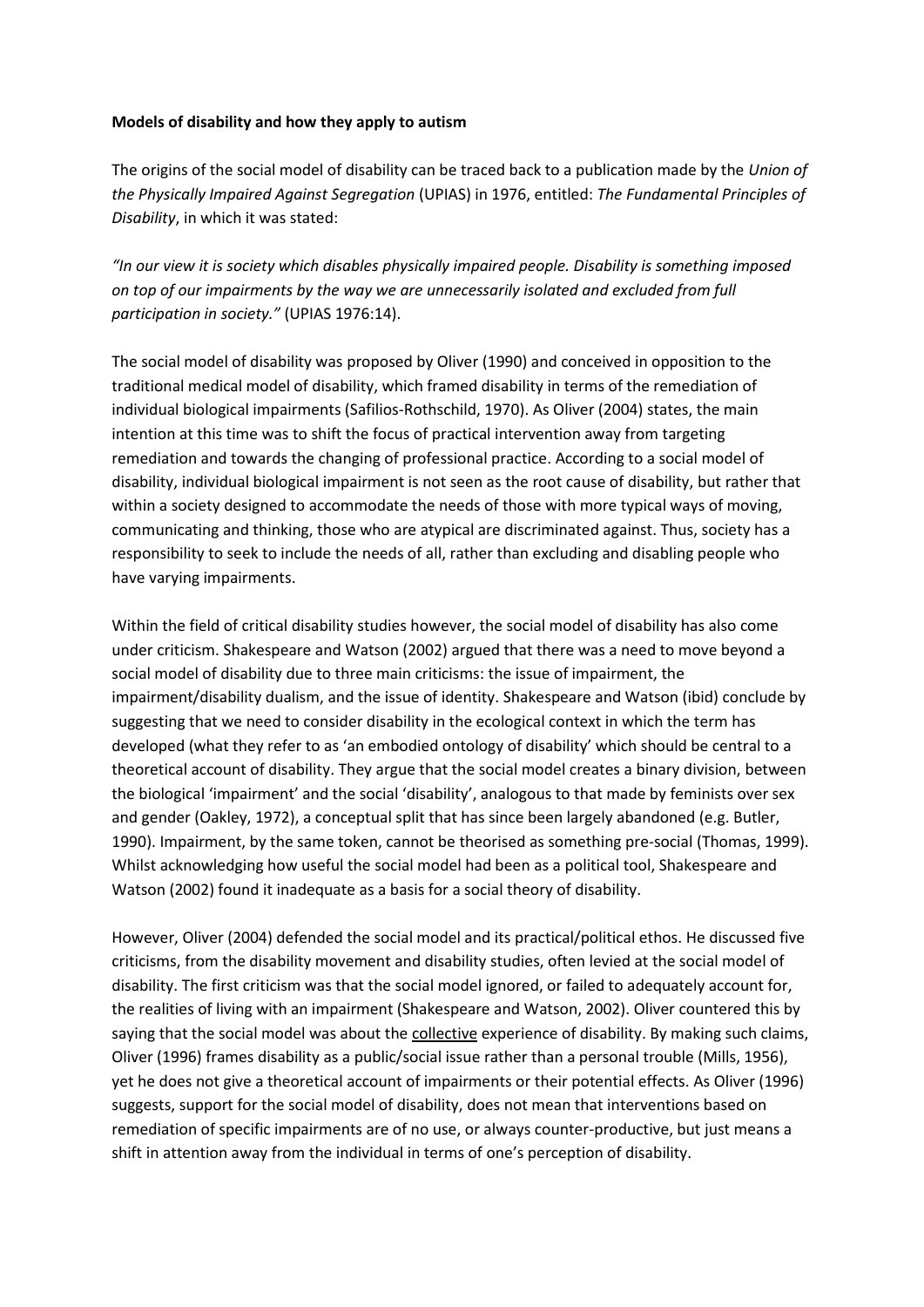**Models of disability and how they apply to autism**

The origins of the social model of disability can be traced back to a publication made by the *Union of the Physically Impaired Against Segregation* (UPIAS) in 1976, entitled: *The Fundamental Principles of Disability*, in which it was stated:

*"In our view it is society which disables physically impaired people. Disability is something imposed on top of our impairments by the way we are unnecessarily isolated and excluded from full participation in society."* (UPIAS 1976:14).

The social model of disability was proposed by Oliver (1990) and conceived in opposition to the traditional medical model of disability, which framed disability in terms of the remediation of individual biological impairments (Safilios-Rothschild, 1970). As Oliver (2004) states, the main intention at this time was to shift the focus of practical intervention away from targeting remediation and towards the changing of professional practice. According to a social model of disability, individual biological impairment is not seen as the root cause of disability, but rather that within a society designed to accommodate the needs of those with more typical ways of moving, communicating and thinking, those who are atypical are discriminated against. Thus, society has a responsibility to seek to include the needs of all, rather than excluding and disabling people who have varying impairments.

Within the field of critical disability studies however, the social model of disability has also come under criticism. Shakespeare and Watson (2002) argued that there was a need to move beyond a social model of disability due to three main criticisms: the issue of impairment, the impairment/disability dualism, and the issue of identity. Shakespeare and Watson (ibid) conclude by suggesting that we need to consider disability in the ecological context in which the term has developed (what they refer to as 'an embodied ontology of disability' which should be central to a theoretical account of disability. They argue that the social model creates a binary division, between the biological 'impairment' and the social 'disability', analogous to that made by feminists over sex and gender (Oakley, 1972), a conceptual split that has since been largely abandoned (e.g. Butler, 1990). Impairment, by the same token, cannot be theorised as something pre-social (Thomas, 1999). Whilst acknowledging how useful the social model had been as a political tool, Shakespeare and Watson (2002) found it inadequate as a basis for a social theory of disability.

However, Oliver (2004) defended the social model and its practical/political ethos. He discussed five criticisms, from the disability movement and disability studies, often levied at the social model of disability. The first criticism was that the social model ignored, or failed to adequately account for, the realities of living with an impairment (Shakespeare and Watson, 2002). Oliver countered this by saying that the social model was about the <u>collective</u> experience of disability. By making such claims, Oliver (1996) frames disability as a public/social issue rather than a personal trouble (Mills, 1956), yet he does not give a theoretical account of impairments or their potential effects. As Oliver (1996) suggests, support for the social model of disability, does not mean that interventions based on remediation of specific impairments are of no use, or always counter-productive, but just means a shift in attention away from the individual in terms of one's perception of disability.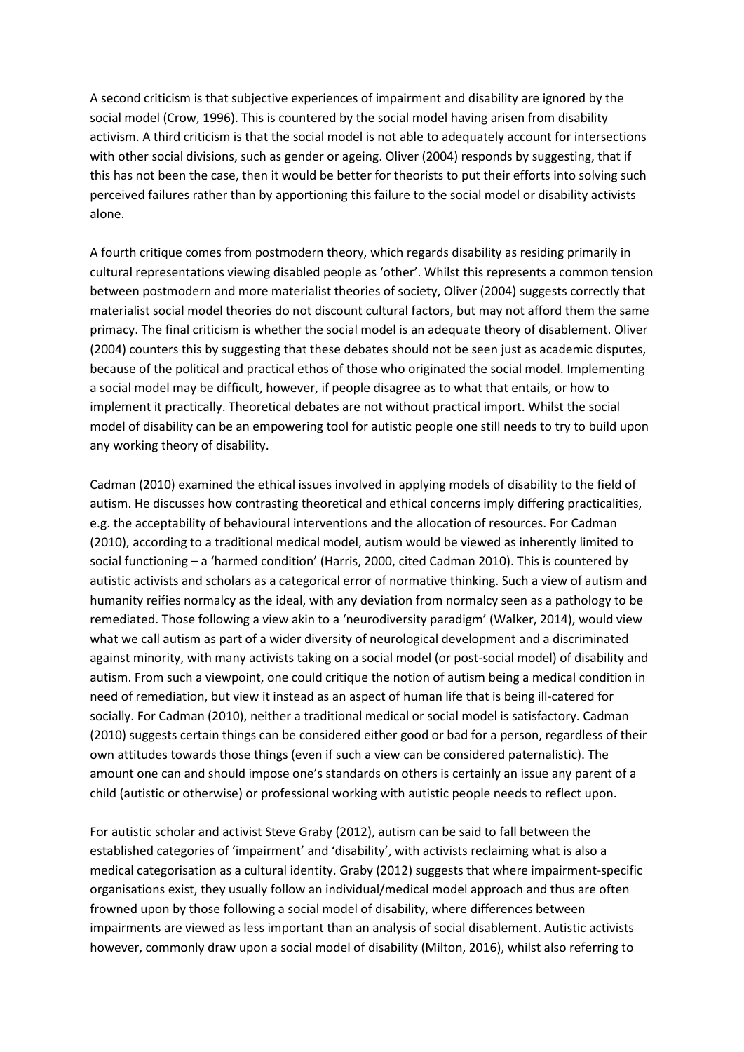A second criticism is that subjective experiences of impairment and disability are ignored by the social model (Crow, 1996). This is countered by the social model having arisen from disability activism. A third criticism is that the social model is not able to adequately account for intersections with other social divisions, such as gender or ageing. Oliver (2004) responds by suggesting, that if this has not been the case, then it would be better for theorists to put their efforts into solving such perceived failures rather than by apportioning this failure to the social model or disability activists alone.

A fourth critique comes from postmodern theory, which regards disability as residing primarily in cultural representations viewing disabled people as 'other'. Whilst this represents a common tension between postmodern and more materialist theories of society, Oliver (2004) suggests correctly that materialist social model theories do not discount cultural factors, but may not afford them the same primacy. The final criticism is whether the social model is an adequate theory of disablement. Oliver (2004) counters this by suggesting that these debates should not be seen just as academic disputes, because of the political and practical ethos of those who originated the social model. Implementing a social model may be difficult, however, if people disagree as to what that entails, or how to implement it practically. Theoretical debates are not without practical import. Whilst the social model of disability can be an empowering tool for autistic people one still needs to try to build upon any working theory of disability.

Cadman (2010) examined the ethical issues involved in applying models of disability to the field of autism. He discusses how contrasting theoretical and ethical concerns imply differing practicalities, e.g. the acceptability of behavioural interventions and the allocation of resources. For Cadman (2010), according to a traditional medical model, autism would be viewed as inherently limited to social functioning – a 'harmed condition' (Harris, 2000, cited Cadman 2010). This is countered by autistic activists and scholars as a categorical error of normative thinking. Such a view of autism and humanity reifies normalcy as the ideal, with any deviation from normalcy seen as a pathology to be remediated. Those following a view akin to a 'neurodiversity paradigm' (Walker, 2014), would view what we call autism as part of a wider diversity of neurological development and a discriminated against minority, with many activists taking on a social model (or post-social model) of disability and autism. From such a viewpoint, one could critique the notion of autism being a medical condition in need of remediation, but view it instead as an aspect of human life that is being ill-catered for socially. For Cadman (2010), neither a traditional medical or social model is satisfactory. Cadman (2010) suggests certain things can be considered either good or bad for a person, regardless of their own attitudes towards those things (even if such a view can be considered paternalistic). The amount one can and should impose one's standards on others is certainly an issue any parent of a child (autistic or otherwise) or professional working with autistic people needs to reflect upon.

For autistic scholar and activist Steve Graby (2012), autism can be said to fall between the established categories of 'impairment' and 'disability', with activists reclaiming what is also a medical categorisation as a cultural identity. Graby (2012) suggests that where impairment-specific organisations exist, they usually follow an individual/medical model approach and thus are often frowned upon by those following a social model of disability, where differences between impairments are viewed as less important than an analysis of social disablement. Autistic activists however, commonly draw upon a social model of disability (Milton, 2016), whilst also referring to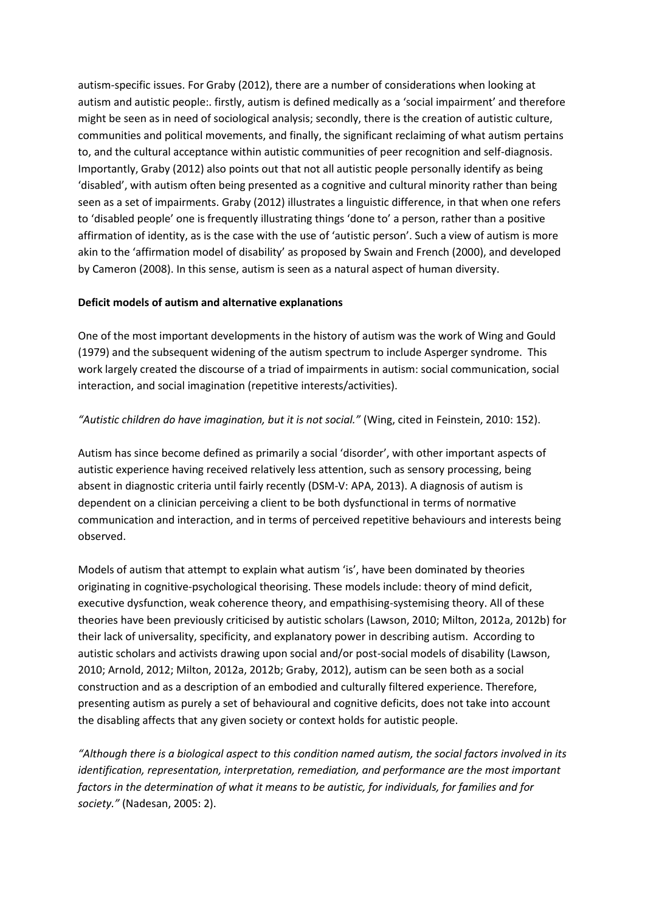autism-specific issues. For Graby (2012), there are a number of considerations when looking at autism and autistic people:. firstly, autism is defined medically as a 'social impairment' and therefore might be seen as in need of sociological analysis; secondly, there is the creation of autistic culture, communities and political movements, and finally, the significant reclaiming of what autism pertains to, and the cultural acceptance within autistic communities of peer recognition and self-diagnosis. Importantly, Graby (2012) also points out that not all autistic people personally identify as being 'disabled', with autism often being presented as a cognitive and cultural minority rather than being seen as a set of impairments. Graby (2012) illustrates a linguistic difference, in that when one refers to 'disabled people' one is frequently illustrating things 'done to' a person, rather than a positive affirmation of identity, as is the case with the use of 'autistic person'. Such a view of autism is more akin to the 'affirmation model of disability' as proposed by Swain and French (2000), and developed by Cameron (2008). In this sense, autism is seen as a natural aspect of human diversity.

**Deficit models of autism and alternative explanations**

One of the most important developments in the history of autism was the work of Wing and Gould (1979) and the subsequent widening of the autism spectrum to include Asperger syndrome. This work largely created the discourse of a triad of impairments in autism: social communication, social interaction, and social imagination (repetitive interests/activities).

*"Autistic children do have imagination, but it is not social."* (Wing, cited in Feinstein, 2010: 152).

Autism has since become defined as primarily a social 'disorder', with other important aspects of autistic experience having received relatively less attention, such as sensory processing, being absent in diagnostic criteria until fairly recently (DSM-V: APA, 2013). A diagnosis of autism is dependent on a clinician perceiving a client to be both dysfunctional in terms of normative communication and interaction, and in terms of perceived repetitive behaviours and interests being observed.

Models of autism that attempt to explain what autism 'is', have been dominated by theories originating in cognitive-psychological theorising. These models include: theory of mind deficit, executive dysfunction, weak coherence theory, and empathising-systemising theory. All of these theories have been previously criticised by autistic scholars (Lawson, 2010; Milton, 2012a, 2012b) for their lack of universality, specificity, and explanatory power in describing autism. According to autistic scholars and activists drawing upon social and/or post-social models of disability (Lawson, 2010; Arnold, 2012; Milton, 2012a, 2012b; Graby, 2012), autism can be seen both as a social construction and as a description of an embodied and culturally filtered experience. Therefore, presenting autism as purely a set of behavioural and cognitive deficits, does not take into account the disabling affects that any given society or context holds for autistic people.

*"Although there is a biological aspect to this condition named autism, the social factors involved in its identification, representation, interpretation, remediation, and performance are the most important factors in the determination of what it means to be autistic, for individuals, for families and for society."* (Nadesan, 2005: 2).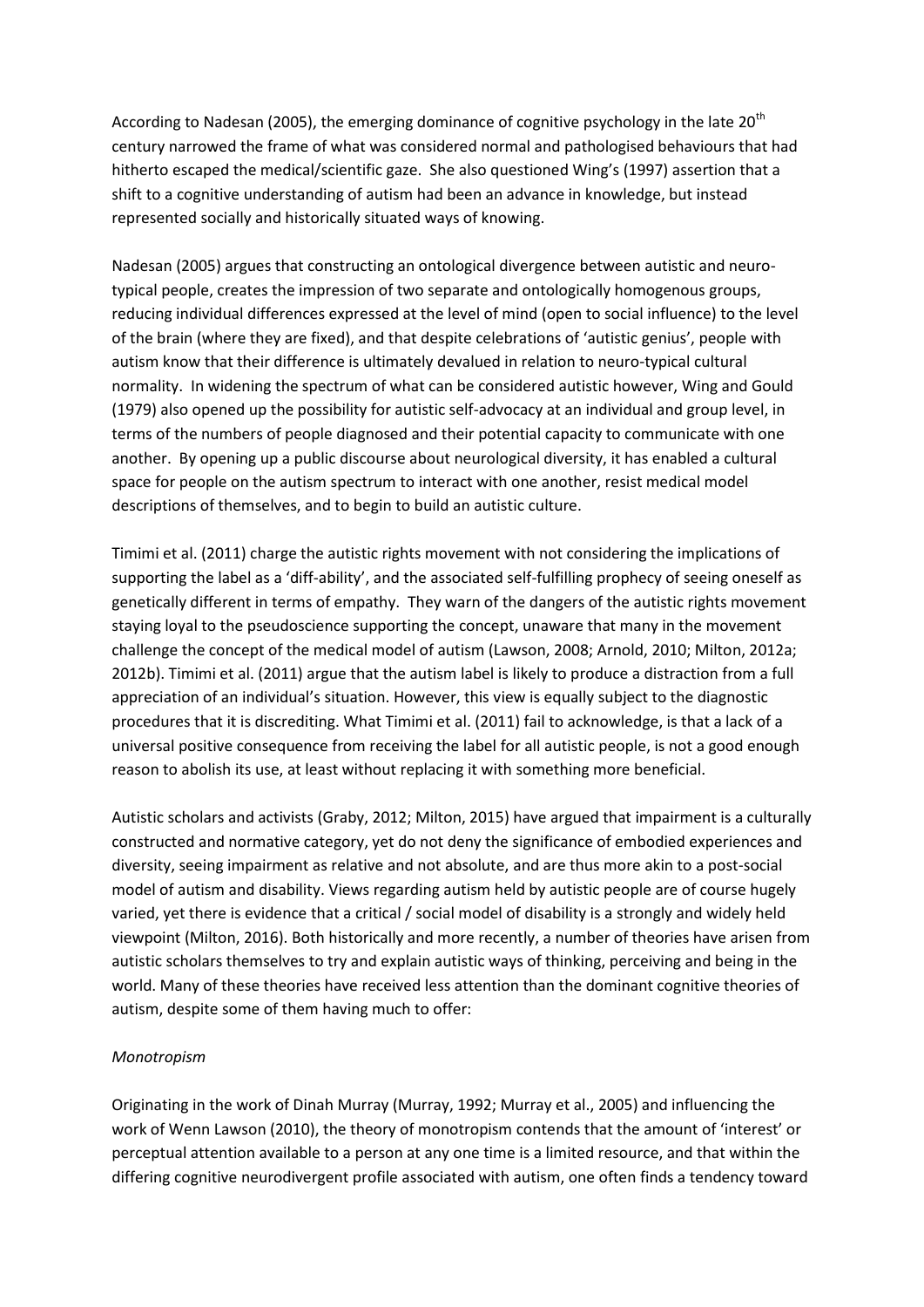According to Nadesan (2005), the emerging dominance of cognitive psychology in the late 20th century narrowed the frame of what was considered normal and pathologised behaviours that had hitherto escaped the medical/scientific gaze. She also questioned Wing's (1997) assertion that a shift to a cognitive understanding of autism had been an advance in knowledge, but instead represented socially and historically situated ways of knowing.

Nadesan (2005) argues that constructing an ontological divergence between autistic and neuro-typical people, creates the impression of two separate and ontologically homogenous groups, reducing individual differences expressed at the level of mind (open to social influence) to the level of the brain (where they are fixed), and that despite celebrations of 'autistic genius', people with autism know that their difference is ultimately devalued in relation to neuro-typical cultural normality. In widening the spectrum of what can be considered autistic however, Wing and Gould (1979) also opened up the possibility for autistic self-advocacy at an individual and group level, in terms of the numbers of people diagnosed and their potential capacity to communicate with one another. By opening up a public discourse about neurological diversity, it has enabled a cultural space for people on the autism spectrum to interact with one another, resist medical model descriptions of themselves, and to begin to build an autistic culture.

Timimi et al. (2011) charge the autistic rights movement with not considering the implications of supporting the label as a 'diff-ability', and the associated self-fulfilling prophecy of seeing oneself as genetically different in terms of empathy. They warn of the dangers of the autistic rights movement staying loyal to the pseudoscience supporting the concept, unaware that many in the movement challenge the concept of the medical model of autism (Lawson, 2008; Arnold, 2010; Milton, 2012a; 2012b). Timimi et al. (2011) argue that the autism label is likely to produce a distraction from a full appreciation of an individual's situation. However, this view is equally subject to the diagnostic procedures that it is discrediting. What Timimi et al. (2011) fail to acknowledge, is that a lack of a universal positive consequence from receiving the label for all autistic people, is not a good enough reason to abolish its use, at least without replacing it with something more beneficial.

Autistic scholars and activists (Graby, 2012; Milton, 2015) have argued that impairment is a culturally constructed and normative category, yet do not deny the significance of embodied experiences and diversity, seeing impairment as relative and not absolute, and are thus more akin to a post-social model of autism and disability. Views regarding autism held by autistic people are of course hugely varied, yet there is evidence that a critical / social model of disability is a strongly and widely held viewpoint (Milton, 2016). Both historically and more recently, a number of theories have arisen from autistic scholars themselves to try and explain autistic ways of thinking, perceiving and being in the world. Many of these theories have received less attention than the dominant cognitive theories of autism, despite some of them having much to offer:

*Monotropism*

Originating in the work of Dinah Murray (Murray, 1992; Murray et al., 2005) and influencing the work of Wenn Lawson (2010), the theory of monotropism contends that the amount of 'interest' or perceptual attention available to a person at any one time is a limited resource, and that within the differing cognitive neurodivergent profile associated with autism, one often finds a tendency toward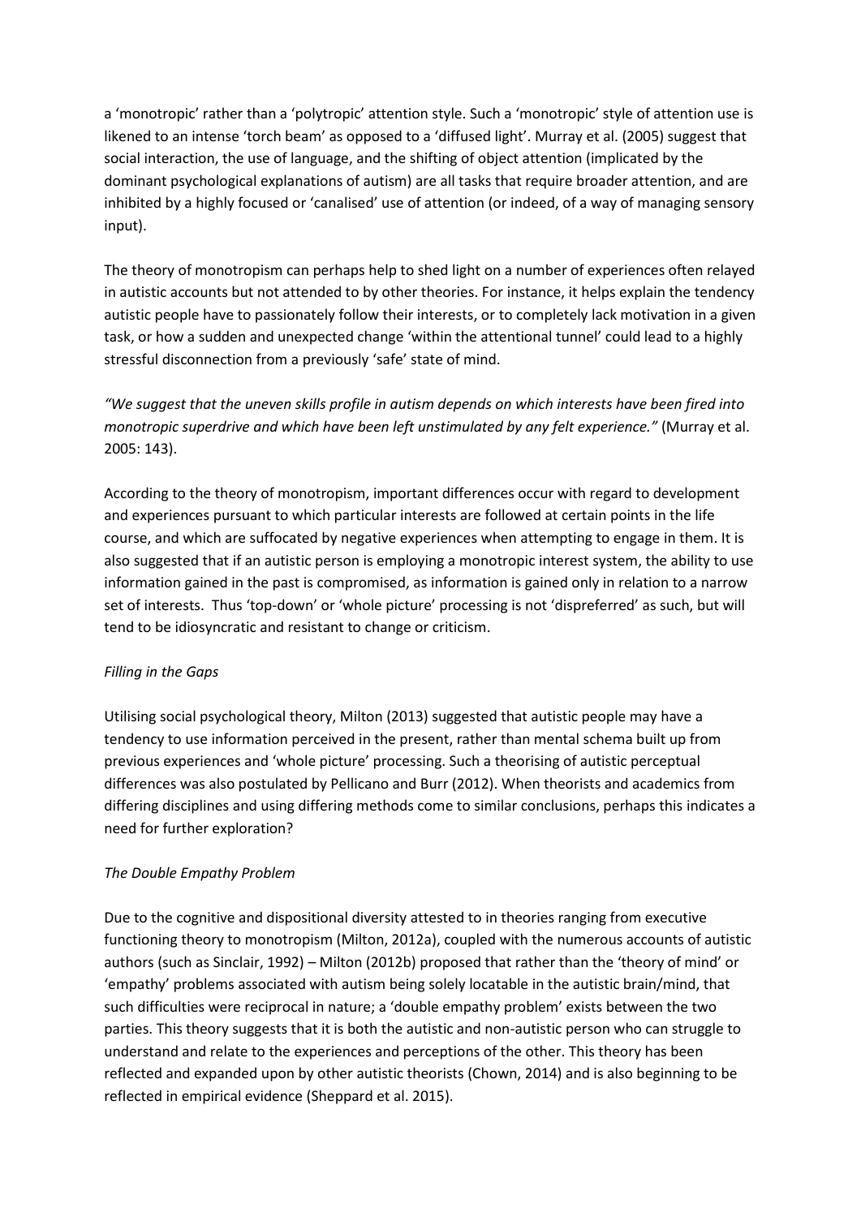a 'monotropic' rather than a 'polytropic' attention style. Such a 'monotropic' style of attention use is likened to an intense 'torch beam' as opposed to a 'diffused light'. Murray et al. (2005) suggest that social interaction, the use of language, and the shifting of object attention (implicated by the dominant psychological explanations of autism) are all tasks that require broader attention, and are inhibited by a highly focused or 'canalised' use of attention (or indeed, of a way of managing sensory input).

The theory of monotropism can perhaps help to shed light on a number of experiences often relayed in autistic accounts but not attended to by other theories. For instance, it helps explain the tendency autistic people have to passionately follow their interests, or to completely lack motivation in a given task, or how a sudden and unexpected change 'within the attentional tunnel' could lead to a highly stressful disconnection from a previously 'safe' state of mind.

*"We suggest that the uneven skills profile in autism depends on which interests have been fired into monotropic superdrive and which have been left unstimulated by any felt experience."* (Murray et al. 2005: 143).

According to the theory of monotropism, important differences occur with regard to development and experiences pursuant to which particular interests are followed at certain points in the life course, and which are suffocated by negative experiences when attempting to engage in them. It is also suggested that if an autistic person is employing a monotropic interest system, the ability to use information gained in the past is compromised, as information is gained only in relation to a narrow set of interests. Thus 'top-down' or 'whole picture' processing is not 'dispreferred' as such, but will tend to be idiosyncratic and resistant to change or criticism.

*Filling in the Gaps*

Utilising social psychological theory, Milton (2013) suggested that autistic people may have a tendency to use information perceived in the present, rather than mental schema built up from previous experiences and 'whole picture' processing. Such a theorising of autistic perceptual differences was also postulated by Pellicano and Burr (2012). When theorists and academics from differing disciplines and using differing methods come to similar conclusions, perhaps this indicates a need for further exploration?

*The Double Empathy Problem*

Due to the cognitive and dispositional diversity attested to in theories ranging from executive functioning theory to monotropism (Milton, 2012a), coupled with the numerous accounts of autistic authors (such as Sinclair, 1992) – Milton (2012b) proposed that rather than the 'theory of mind' or 'empathy' problems associated with autism being solely locatable in the autistic brain/mind, that such difficulties were reciprocal in nature; a 'double empathy problem' exists between the two parties. This theory suggests that it is both the autistic and non-autistic person who can struggle to understand and relate to the experiences and perceptions of the other. This theory has been reflected and expanded upon by other autistic theorists (Chown, 2014) and is also beginning to be reflected in empirical evidence (Sheppard et al. 2015).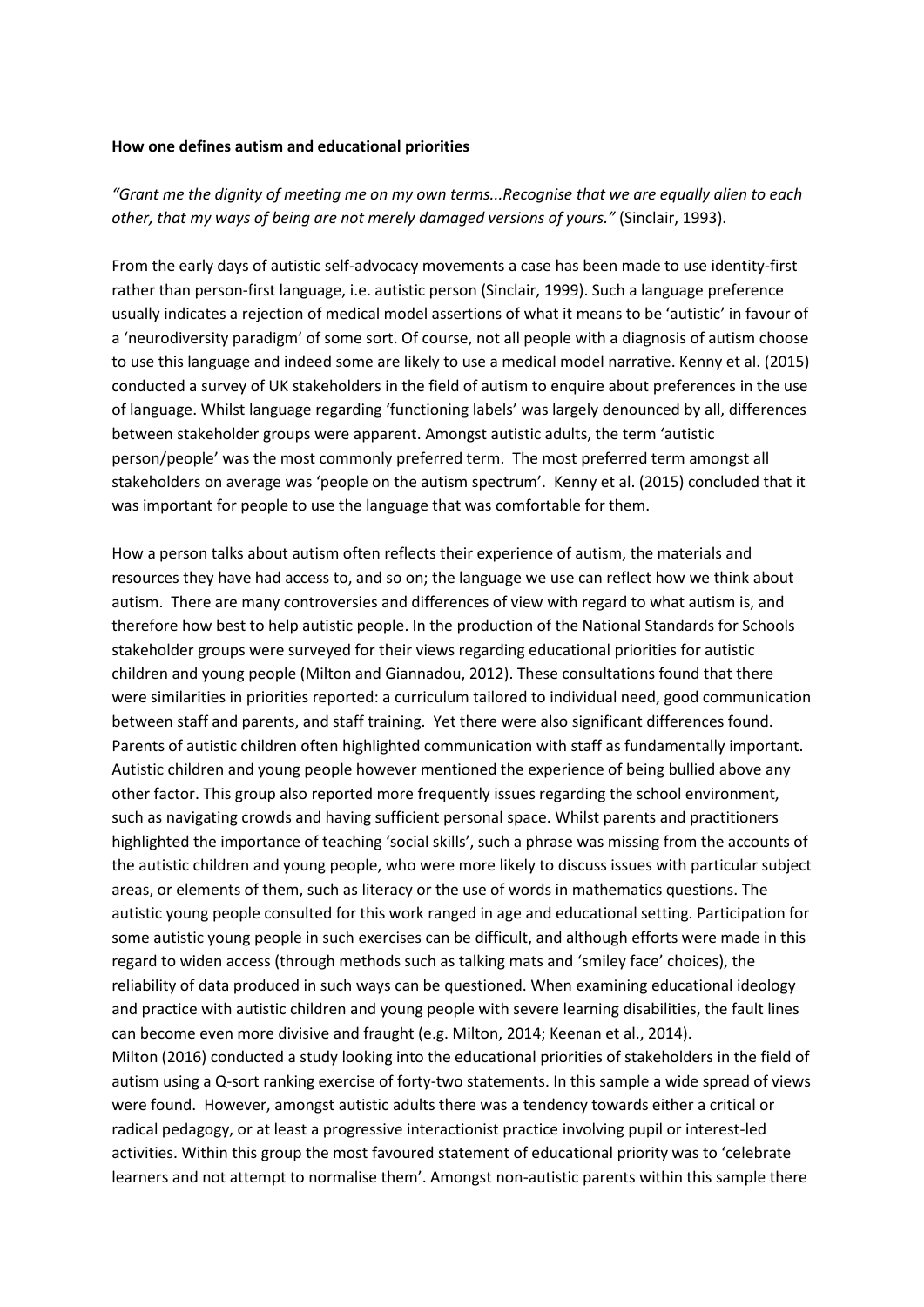**How one defines autism and educational priorities**

*"Grant me the dignity of meeting me on my own terms...Recognise that we are equally alien to each other, that my ways of being are not merely damaged versions of yours."* (Sinclair, 1993).

From the early days of autistic self-advocacy movements a case has been made to use identity-first rather than person-first language, i.e. autistic person (Sinclair, 1999). Such a language preference usually indicates a rejection of medical model assertions of what it means to be 'autistic' in favour of a 'neurodiversity paradigm' of some sort. Of course, not all people with a diagnosis of autism choose to use this language and indeed some are likely to use a medical model narrative. Kenny et al. (2015) conducted a survey of UK stakeholders in the field of autism to enquire about preferences in the use of language. Whilst language regarding 'functioning labels' was largely denounced by all, differences between stakeholder groups were apparent. Amongst autistic adults, the term 'autistic person/people' was the most commonly preferred term. The most preferred term amongst all stakeholders on average was 'people on the autism spectrum'. Kenny et al. (2015) concluded that it was important for people to use the language that was comfortable for them.

How a person talks about autism often reflects their experience of autism, the materials and resources they have had access to, and so on; the language we use can reflect how we think about autism. There are many controversies and differences of view with regard to what autism is, and therefore how best to help autistic people. In the production of the National Standards for Schools stakeholder groups were surveyed for their views regarding educational priorities for autistic children and young people (Milton and Giannadou, 2012). These consultations found that there were similarities in priorities reported: a curriculum tailored to individual need, good communication between staff and parents, and staff training. Yet there were also significant differences found. Parents of autistic children often highlighted communication with staff as fundamentally important. Autistic children and young people however mentioned the experience of being bullied above any other factor. This group also reported more frequently issues regarding the school environment, such as navigating crowds and having sufficient personal space. Whilst parents and practitioners highlighted the importance of teaching 'social skills', such a phrase was missing from the accounts of the autistic children and young people, who were more likely to discuss issues with particular subject areas, or elements of them, such as literacy or the use of words in mathematics questions. The autistic young people consulted for this work ranged in age and educational setting. Participation for some autistic young people in such exercises can be difficult, and although efforts were made in this regard to widen access (through methods such as talking mats and 'smiley face' choices), the reliability of data produced in such ways can be questioned. When examining educational ideology and practice with autistic children and young people with severe learning disabilities, the fault lines can become even more divisive and fraught (e.g. Milton, 2014; Keenan et al., 2014).

Milton (2016) conducted a study looking into the educational priorities of stakeholders in the field of autism using a Q-sort ranking exercise of forty-two statements. In this sample a wide spread of views were found. However, amongst autistic adults there was a tendency towards either a critical or radical pedagogy, or at least a progressive interactionist practice involving pupil or interest-led activities. Within this group the most favoured statement of educational priority was to 'celebrate learners and not attempt to normalise them'. Amongst non-autistic parents within this sample there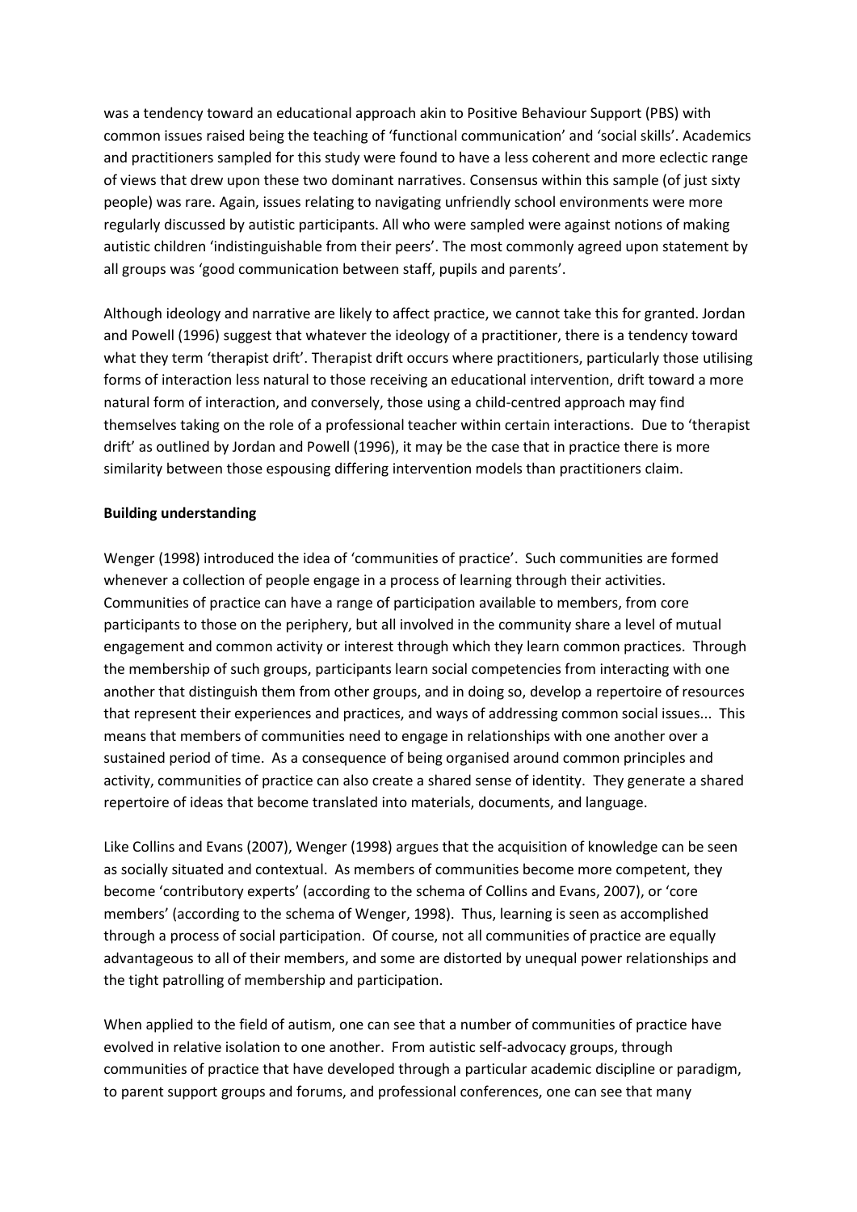was a tendency toward an educational approach akin to Positive Behaviour Support (PBS) with common issues raised being the teaching of 'functional communication' and 'social skills'. Academics and practitioners sampled for this study were found to have a less coherent and more eclectic range of views that drew upon these two dominant narratives. Consensus within this sample (of just sixty people) was rare. Again, issues relating to navigating unfriendly school environments were more regularly discussed by autistic participants. All who were sampled were against notions of making autistic children 'indistinguishable from their peers'. The most commonly agreed upon statement by all groups was 'good communication between staff, pupils and parents'.

Although ideology and narrative are likely to affect practice, we cannot take this for granted. Jordan and Powell (1996) suggest that whatever the ideology of a practitioner, there is a tendency toward what they term 'therapist drift'. Therapist drift occurs where practitioners, particularly those utilising forms of interaction less natural to those receiving an educational intervention, drift toward a more natural form of interaction, and conversely, those using a child-centred approach may find themselves taking on the role of a professional teacher within certain interactions. Due to 'therapist drift' as outlined by Jordan and Powell (1996), it may be the case that in practice there is more similarity between those espousing differing intervention models than practitioners claim.

**Building understanding**

Wenger (1998) introduced the idea of 'communities of practice'. Such communities are formed whenever a collection of people engage in a process of learning through their activities. Communities of practice can have a range of participation available to members, from core participants to those on the periphery, but all involved in the community share a level of mutual engagement and common activity or interest through which they learn common practices. Through the membership of such groups, participants learn social competencies from interacting with one another that distinguish them from other groups, and in doing so, develop a repertoire of resources that represent their experiences and practices, and ways of addressing common social issues... This means that members of communities need to engage in relationships with one another over a sustained period of time. As a consequence of being organised around common principles and activity, communities of practice can also create a shared sense of identity. They generate a shared repertoire of ideas that become translated into materials, documents, and language.

Like Collins and Evans (2007), Wenger (1998) argues that the acquisition of knowledge can be seen as socially situated and contextual. As members of communities become more competent, they become 'contributory experts' (according to the schema of Collins and Evans, 2007), or 'core members' (according to the schema of Wenger, 1998). Thus, learning is seen as accomplished through a process of social participation. Of course, not all communities of practice are equally advantageous to all of their members, and some are distorted by unequal power relationships and the tight patrolling of membership and participation.

When applied to the field of autism, one can see that a number of communities of practice have evolved in relative isolation to one another. From autistic self-advocacy groups, through communities of practice that have developed through a particular academic discipline or paradigm, to parent support groups and forums, and professional conferences, one can see that many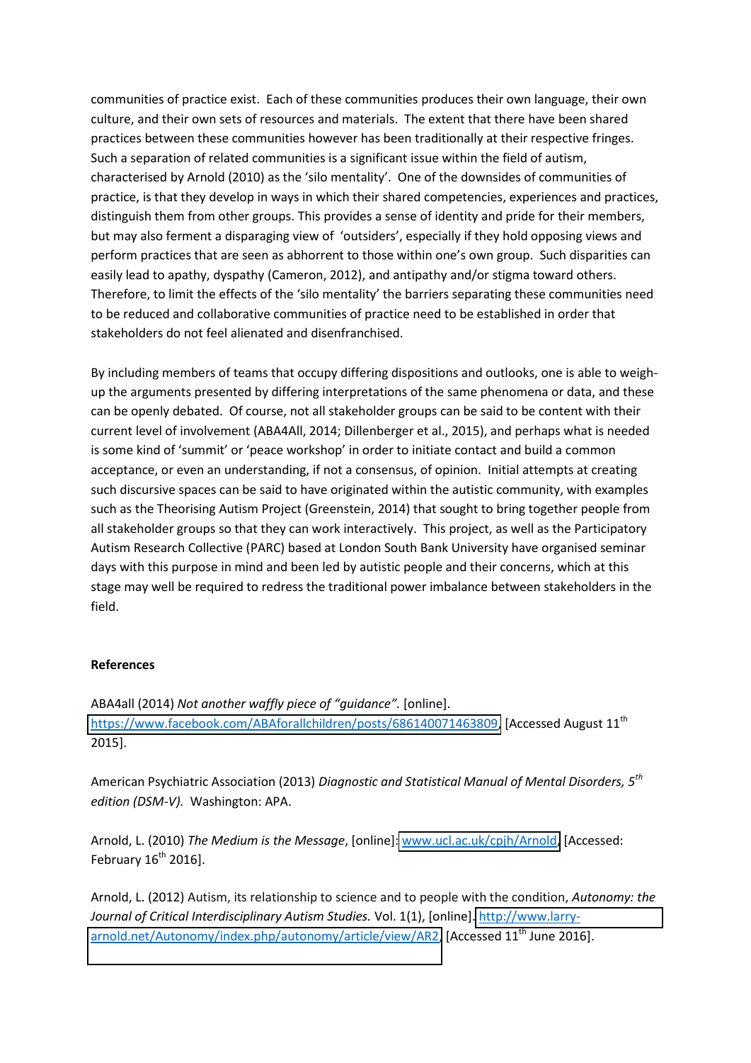communities of practice exist. Each of these communities produces their own language, their own culture, and their own sets of resources and materials. The extent that there have been shared practices between these communities however has been traditionally at their respective fringes. Such a separation of related communities is a significant issue within the field of autism, characterised by Arnold (2010) as the 'silo mentality'. One of the downsides of communities of practice, is that they develop in ways in which their shared competencies, experiences and practices, distinguish them from other groups. This provides a sense of identity and pride for their members, but may also ferment a disparaging view of 'outsiders', especially if they hold opposing views and perform practices that are seen as abhorrent to those within one's own group. Such disparities can easily lead to apathy, dyspathy (Cameron, 2012), and antipathy and/or stigma toward others. Therefore, to limit the effects of the 'silo mentality' the barriers separating these communities need to be reduced and collaborative communities of practice need to be established in order that stakeholders do not feel alienated and disenfranchised.

By including members of teams that occupy differing dispositions and outlooks, one is able to weigh-up the arguments presented by differing interpretations of the same phenomena or data, and these can be openly debated. Of course, not all stakeholder groups can be said to be content with their current level of involvement (ABA4All, 2014; Dillenberger et al., 2015), and perhaps what is needed is some kind of 'summit' or 'peace workshop' in order to initiate contact and build a common acceptance, or even an understanding, if not a consensus, of opinion. Initial attempts at creating such discursive spaces can be said to have originated within the autistic community, with examples such as the Theorising Autism Project (Greenstein, 2014) that sought to bring together people from all stakeholder groups so that they can work interactively. This project, as well as the Participatory Autism Research Collective (PARC) based at London South Bank University have organised seminar days with this purpose in mind and been led by autistic people and their concerns, which at this stage may well be required to redress the traditional power imbalance between stakeholders in the field.

**References**

ABA4all (2014) *Not another waffly piece of "guidance".* [online]. https://www.facebook.com/ABAforallchildren/posts/686140071463809, [Accessed August 11th 2015].

American Psychiatric Association (2013) *Diagnostic and Statistical Manual of Mental Disorders, 5th edition (DSM-V).* Washington: APA.

Arnold, L. (2010) *The Medium is the Message*, [online]: www.ucl.ac.uk/cpjh/Arnold, [Accessed: February 16th 2016].

Arnold, L. (2012) Autism, its relationship to science and to people with the condition, *Autonomy: the Journal of Critical Interdisciplinary Autism Studies.* Vol. 1(1), [online]. http://www.larry-arnold.net/Autonomy/index.php/autonomy/article/view/AR2, [Accessed 11th June 2016].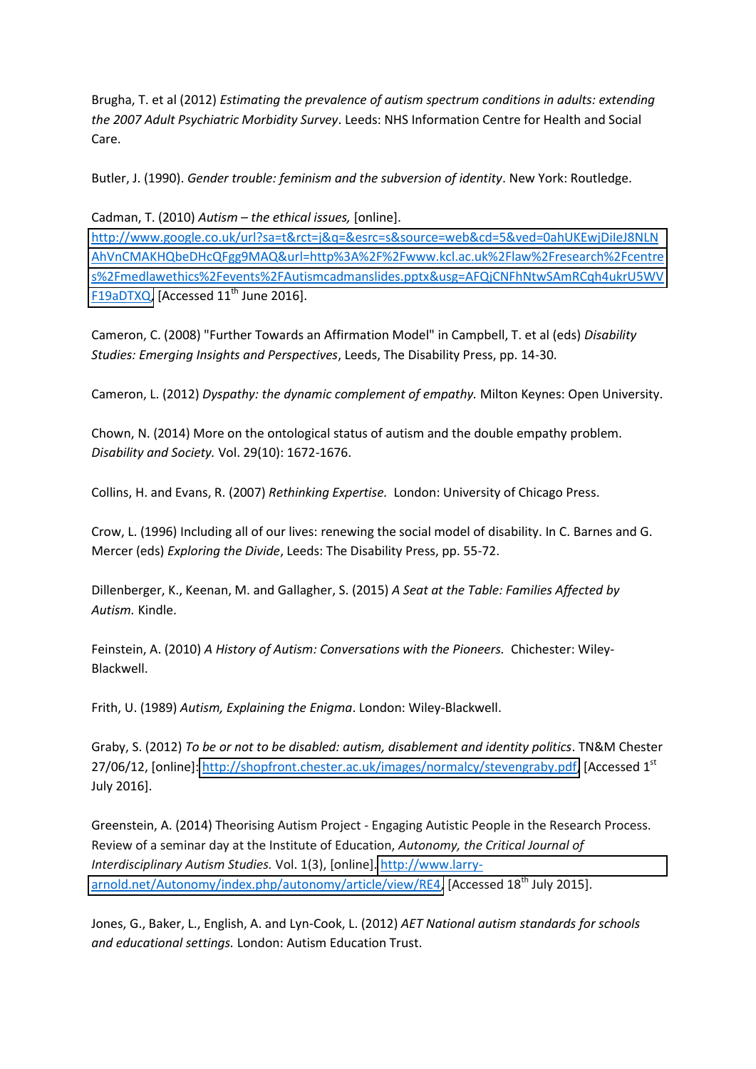Brugha, T. et al (2012) *Estimating the prevalence of autism spectrum conditions in adults: extending the 2007 Adult Psychiatric Morbidity Survey*. Leeds: NHS Information Centre for Health and Social Care.

Butler, J. (1990). *Gender trouble: feminism and the subversion of identity*. New York: Routledge.

Cadman, T. (2010) *Autism – the ethical issues,* [online]. http://www.google.co.uk/url?sa=t&rct=j&q=&esrc=s&source=web&cd=5&ved=0ahUKEwjDileJ8NLNAhVnCMAKHQbeDHcQFgg9MAQ&url=http%3A%2F%2Fwww.kcl.ac.uk%2Flaw%2Fresearch%2Fcentres%2Fmedlawethics%2Fevents%2FAutismcadmanslides.pptx&usg=AFQjCNFhNtwSAmRCqh4ukrU5WVF19aDTXQ, [Accessed 11th June 2016].

Cameron, C. (2008) "Further Towards an Affirmation Model" in Campbell, T. et al (eds) *Disability Studies: Emerging Insights and Perspectives*, Leeds, The Disability Press, pp. 14-30.

Cameron, L. (2012) *Dyspathy: the dynamic complement of empathy.* Milton Keynes: Open University.

Chown, N. (2014) More on the ontological status of autism and the double empathy problem. *Disability and Society.* Vol. 29(10): 1672-1676.

Collins, H. and Evans, R. (2007) *Rethinking Expertise.* London: University of Chicago Press.

Crow, L. (1996) Including all of our lives: renewing the social model of disability. In C. Barnes and G. Mercer (eds) *Exploring the Divide*, Leeds: The Disability Press, pp. 55-72.

Dillenberger, K., Keenan, M. and Gallagher, S. (2015) *A Seat at the Table: Families Affected by Autism.* Kindle.

Feinstein, A. (2010) *A History of Autism: Conversations with the Pioneers.* Chichester: Wiley-Blackwell.

Frith, U. (1989) *Autism, Explaining the Enigma*. London: Wiley-Blackwell.

Graby, S. (2012) *To be or not to be disabled: autism, disablement and identity politics*. TN&M Chester 27/06/12, [online]: http://shopfront.chester.ac.uk/images/normalcy/stevengraby.pdf, [Accessed 1st July 2016].

Greenstein, A. (2014) Theorising Autism Project - Engaging Autistic People in the Research Process. Review of a seminar day at the Institute of Education, *Autonomy, the Critical Journal of Interdisciplinary Autism Studies.* Vol. 1(3), [online]. http://www.larry-arnold.net/Autonomy/index.php/autonomy/article/view/RE4, [Accessed 18th July 2015].

Jones, G., Baker, L., English, A. and Lyn-Cook, L. (2012) *AET National autism standards for schools and educational settings.* London: Autism Education Trust.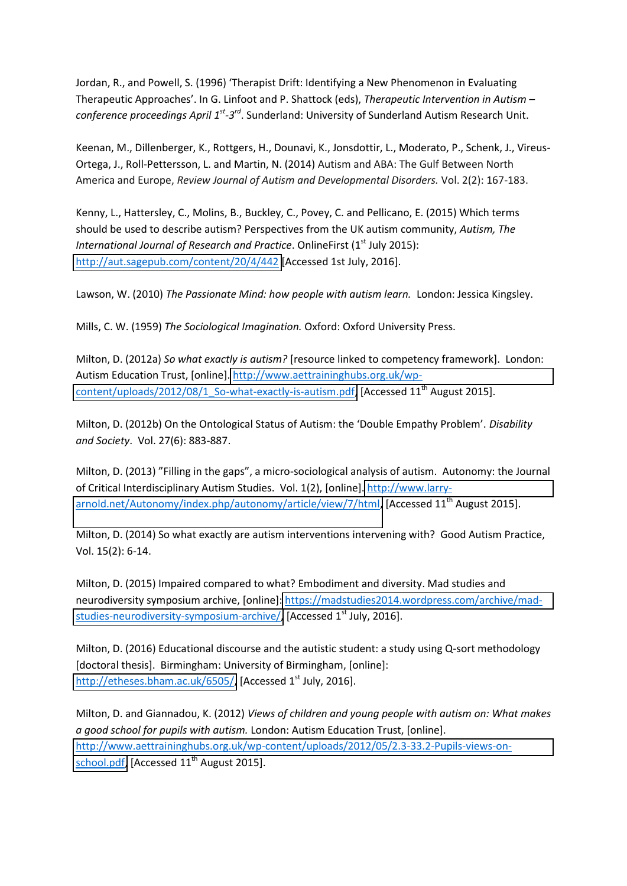Jordan, R., and Powell, S. (1996) 'Therapist Drift: Identifying a New Phenomenon in Evaluating Therapeutic Approaches'. In G. Linfoot and P. Shattock (eds), *Therapeutic Intervention in Autism – conference proceedings April 1st-3rd*. Sunderland: University of Sunderland Autism Research Unit.

Keenan, M., Dillenberger, K., Rottgers, H., Dounavi, K., Jonsdottir, L., Moderato, P., Schenk, J., Vireus-Ortega, J., Roll-Pettersson, L. and Martin, N. (2014) Autism and ABA: The Gulf Between North America and Europe, *Review Journal of Autism and Developmental Disorders.* Vol. 2(2): 167-183.

Kenny, L., Hattersley, C., Molins, B., Buckley, C., Povey, C. and Pellicano, E. (2015) Which terms should be used to describe autism? Perspectives from the UK autism community, *Autism, The International Journal of Research and Practice*. OnlineFirst (1st July 2015): http://aut.sagepub.com/content/20/4/442 [Accessed 1st July, 2016].

Lawson, W. (2010) *The Passionate Mind: how people with autism learn.* London: Jessica Kingsley.

Mills, C. W. (1959) *The Sociological Imagination.* Oxford: Oxford University Press.

Milton, D. (2012a) *So what exactly is autism?* [resource linked to competency framework]. London: Autism Education Trust, [online]. http://www.aettraininghubs.org.uk/wp-content/uploads/2012/08/1_So-what-exactly-is-autism.pdf. [Accessed 11th August 2015].

Milton, D. (2012b) On the Ontological Status of Autism: the 'Double Empathy Problem'. *Disability and Society*. Vol. 27(6): 883-887.

Milton, D. (2013) "Filling in the gaps", a micro-sociological analysis of autism. Autonomy: the Journal of Critical Interdisciplinary Autism Studies. Vol. 1(2), [online]. http://www.larry-arnold.net/Autonomy/index.php/autonomy/article/view/7/html. [Accessed 11th August 2015].

Milton, D. (2014) So what exactly are autism interventions intervening with? Good Autism Practice, Vol. 15(2): 6-14.

Milton, D. (2015) Impaired compared to what? Embodiment and diversity. Mad studies and neurodiversity symposium archive, [online]: https://madstudies2014.wordpress.com/archive/mad-studies-neurodiversity-symposium-archive/. [Accessed 1st July, 2016].

Milton, D. (2016) Educational discourse and the autistic student: a study using Q-sort methodology [doctoral thesis]. Birmingham: University of Birmingham, [online]: http://etheses.bham.ac.uk/6505/. [Accessed 1st July, 2016].

Milton, D. and Giannadou, K. (2012) *Views of children and young people with autism on: What makes a good school for pupils with autism.* London: Autism Education Trust, [online]. http://www.aettraininghubs.org.uk/wp-content/uploads/2012/05/2.3-33.2-Pupils-views-on-school.pdf. [Accessed 11th August 2015].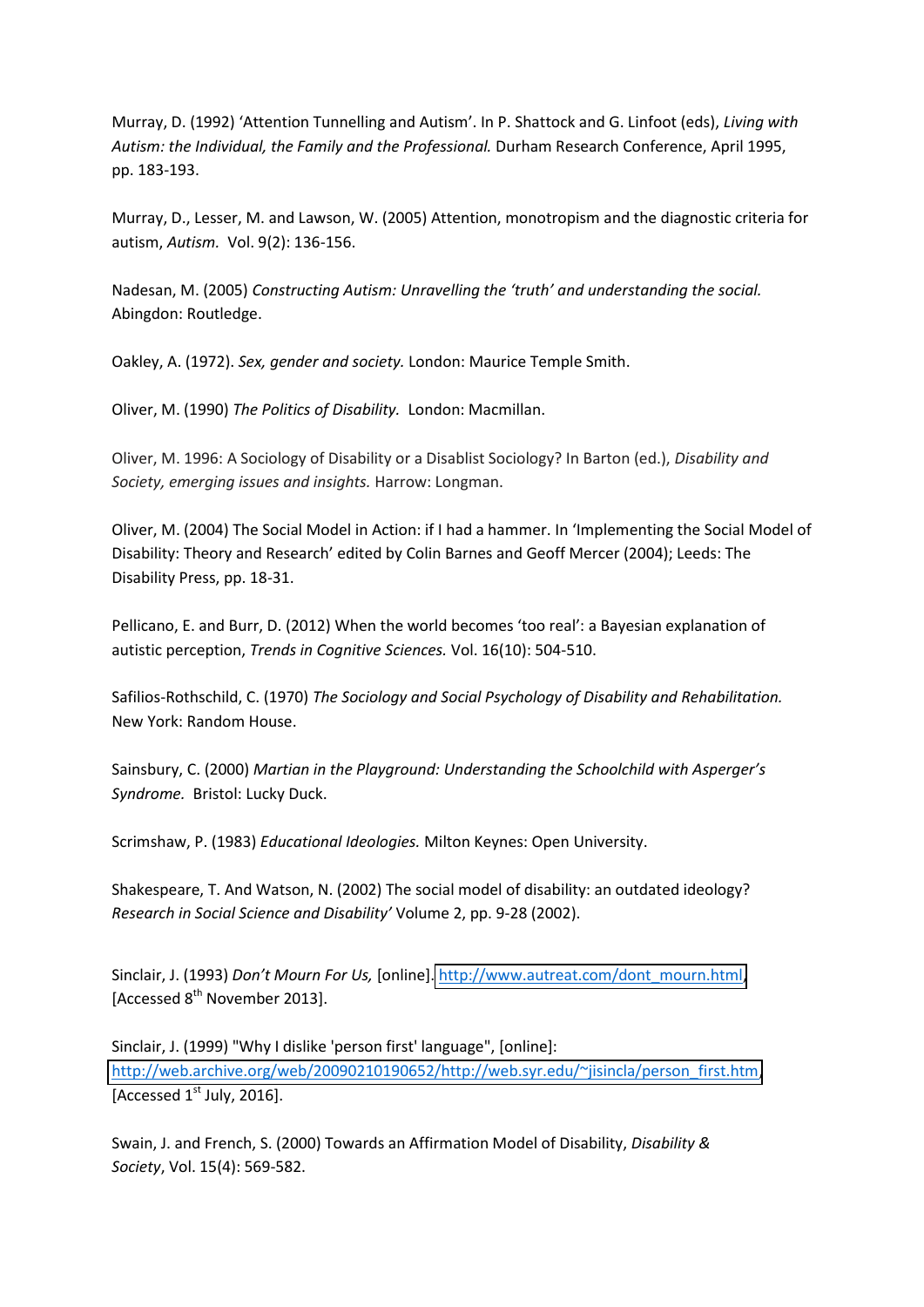Murray, D. (1992) ‘Attention Tunnelling and Autism’. In P. Shattock and G. Linfoot (eds), *Living with Autism: the Individual, the Family and the Professional.* Durham Research Conference, April 1995, pp. 183-193.

Murray, D., Lesser, M. and Lawson, W. (2005) Attention, monotropism and the diagnostic criteria for autism, *Autism.* Vol. 9(2): 136-156.

Nadesan, M. (2005) *Constructing Autism: Unravelling the ‘truth’ and understanding the social.* Abingdon: Routledge.

Oakley, A. (1972). *Sex, gender and society.* London: Maurice Temple Smith.

Oliver, M. (1990) *The Politics of Disability.* London: Macmillan.

Oliver, M. 1996: A Sociology of Disability or a Disablist Sociology? In Barton (ed.), *Disability and Society, emerging issues and insights.* Harrow: Longman.

Oliver, M. (2004) The Social Model in Action: if I had a hammer. In ‘Implementing the Social Model of Disability: Theory and Research’ edited by Colin Barnes and Geoff Mercer (2004); Leeds: The Disability Press, pp. 18-31.

Pellicano, E. and Burr, D. (2012) When the world becomes ‘too real’: a Bayesian explanation of autistic perception, *Trends in Cognitive Sciences.* Vol. 16(10): 504-510.

Safilios-Rothschild, C. (1970) *The Sociology and Social Psychology of Disability and Rehabilitation.* New York: Random House.

Sainsbury, C. (2000) *Martian in the Playground: Understanding the Schoolchild with Asperger’s Syndrome.* Bristol: Lucky Duck.

Scrimshaw, P. (1983) *Educational Ideologies.* Milton Keynes: Open University.

Shakespeare, T. And Watson, N. (2002) The social model of disability: an outdated ideology? *Research in Social Science and Disability’* Volume 2, pp. 9-28 (2002).

Sinclair, J. (1993) *Don’t Mourn For Us,* [online]. http://www.autreat.com/dont_mourn.html, [Accessed 8th November 2013].

Sinclair, J. (1999) "Why I dislike 'person first' language", [online]: http://web.archive.org/web/20090210190652/http://web.syr.edu/~jisincla/person_first.htm, [Accessed 1st July, 2016].

Swain, J. and French, S. (2000) Towards an Affirmation Model of Disability, *Disability & Society*, Vol. 15(4): 569-582.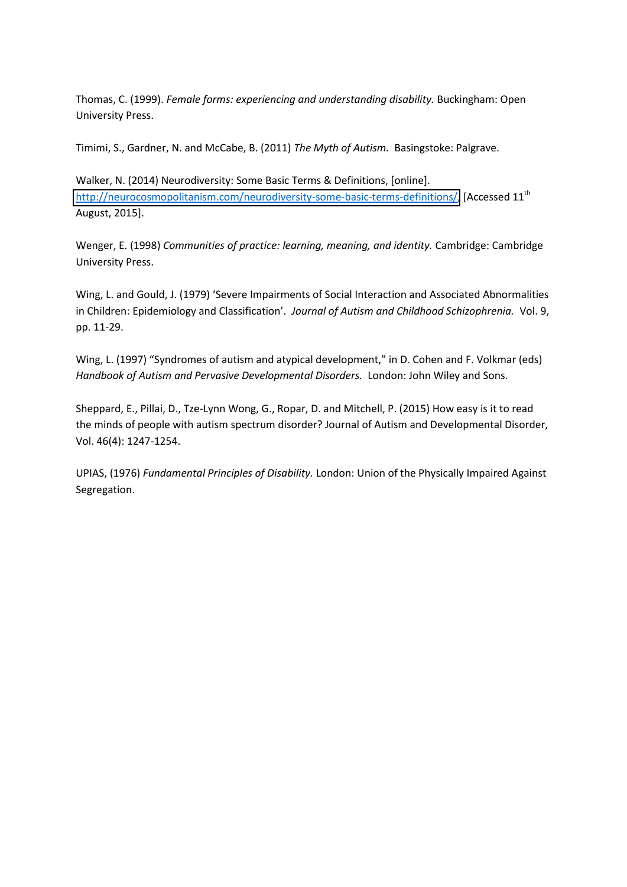Thomas, C. (1999). *Female forms: experiencing and understanding disability.* Buckingham: Open University Press.

Timimi, S., Gardner, N. and McCabe, B. (2011) *The Myth of Autism.* Basingstoke: Palgrave.

Walker, N. (2014) Neurodiversity: Some Basic Terms & Definitions, [online]. http://neurocosmopolitanism.com/neurodiversity-some-basic-terms-definitions/ [Accessed 11th August, 2015].

Wenger, E. (1998) *Communities of practice: learning, meaning, and identity.* Cambridge: Cambridge University Press.

Wing, L. and Gould, J. (1979) 'Severe Impairments of Social Interaction and Associated Abnormalities in Children: Epidemiology and Classification'. *Journal of Autism and Childhood Schizophrenia.* Vol. 9, pp. 11-29.

Wing, L. (1997) "Syndromes of autism and atypical development," in D. Cohen and F. Volkmar (eds) *Handbook of Autism and Pervasive Developmental Disorders.* London: John Wiley and Sons.

Sheppard, E., Pillai, D., Tze-Lynn Wong, G., Ropar, D. and Mitchell, P. (2015) How easy is it to read the minds of people with autism spectrum disorder? Journal of Autism and Developmental Disorder, Vol. 46(4): 1247-1254.

UPIAS, (1976) *Fundamental Principles of Disability.* London: Union of the Physically Impaired Against Segregation.